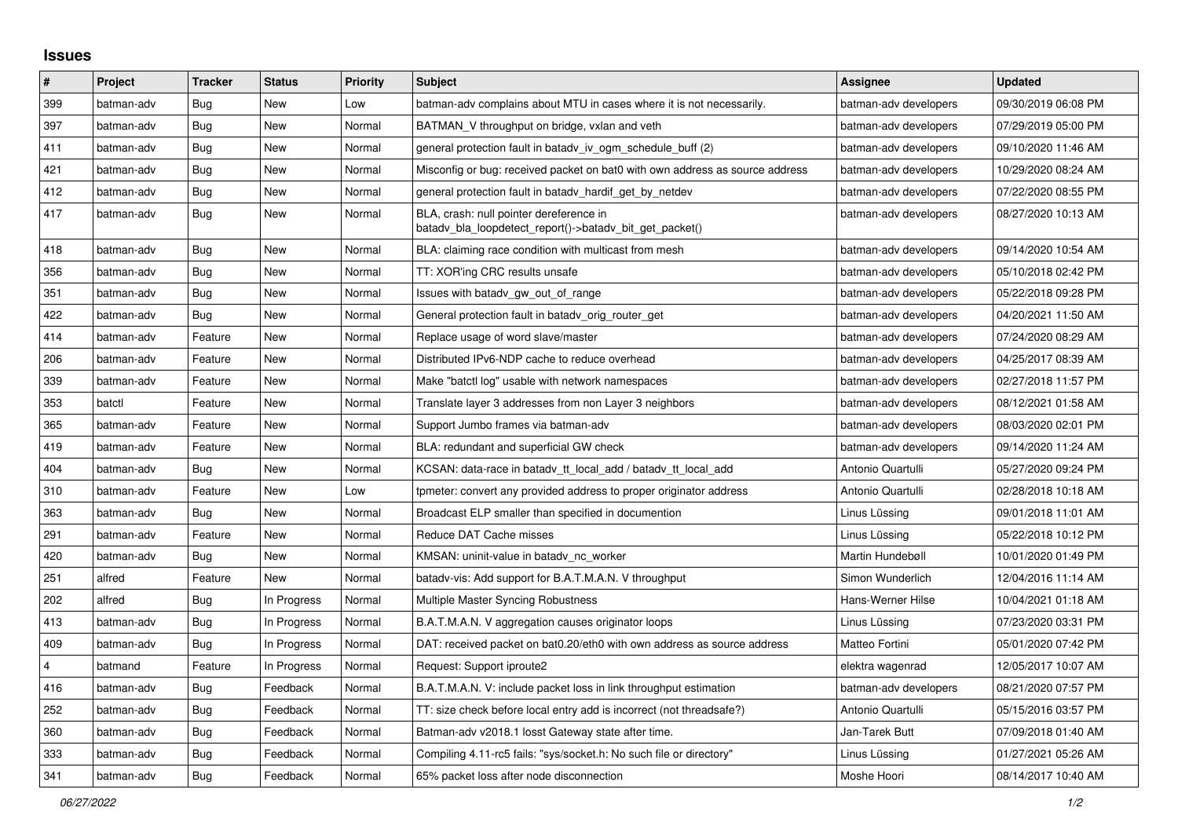## Issues

| # | Project | Tracker | Status | Priority | Subject | Assignee | Updated |
|---|---|---|---|---|---|---|---|
| 399 | batman-adv | Bug | New | Low | batman-adv complains about MTU in cases where it is not necessarily. | batman-adv developers | 09/30/2019 06:08 PM |
| 397 | batman-adv | Bug | New | Normal | BATMAN_V throughput on bridge, vxlan and veth | batman-adv developers | 07/29/2019 05:00 PM |
| 411 | batman-adv | Bug | New | Normal | general protection fault in batadv_iv_ogm_schedule_buff (2) | batman-adv developers | 09/10/2020 11:46 AM |
| 421 | batman-adv | Bug | New | Normal | Misconfig or bug: received packet on bat0 with own address as source address | batman-adv developers | 10/29/2020 08:24 AM |
| 412 | batman-adv | Bug | New | Normal | general protection fault in batadv_hardif_get_by_netdev | batman-adv developers | 07/22/2020 08:55 PM |
| 417 | batman-adv | Bug | New | Normal | BLA, crash: null pointer dereference in batadv_bla_loopdetect_report()->batadv_bit_get_packet() | batman-adv developers | 08/27/2020 10:13 AM |
| 418 | batman-adv | Bug | New | Normal | BLA: claiming race condition with multicast from mesh | batman-adv developers | 09/14/2020 10:54 AM |
| 356 | batman-adv | Bug | New | Normal | TT: XOR'ing CRC results unsafe | batman-adv developers | 05/10/2018 02:42 PM |
| 351 | batman-adv | Bug | New | Normal | Issues with batadv_gw_out_of_range | batman-adv developers | 05/22/2018 09:28 PM |
| 422 | batman-adv | Bug | New | Normal | General protection fault in batadv_orig_router_get | batman-adv developers | 04/20/2021 11:50 AM |
| 414 | batman-adv | Feature | New | Normal | Replace usage of word slave/master | batman-adv developers | 07/24/2020 08:29 AM |
| 206 | batman-adv | Feature | New | Normal | Distributed IPv6-NDP cache to reduce overhead | batman-adv developers | 04/25/2017 08:39 AM |
| 339 | batman-adv | Feature | New | Normal | Make "batctl log" usable with network namespaces | batman-adv developers | 02/27/2018 11:57 PM |
| 353 | batctl | Feature | New | Normal | Translate layer 3 addresses from non Layer 3 neighbors | batman-adv developers | 08/12/2021 01:58 AM |
| 365 | batman-adv | Feature | New | Normal | Support Jumbo frames via batman-adv | batman-adv developers | 08/03/2020 02:01 PM |
| 419 | batman-adv | Feature | New | Normal | BLA: redundant and superficial GW check | batman-adv developers | 09/14/2020 11:24 AM |
| 404 | batman-adv | Bug | New | Normal | KCSAN: data-race in batadv_tt_local_add / batadv_tt_local_add | Antonio Quartulli | 05/27/2020 09:24 PM |
| 310 | batman-adv | Feature | New | Low | tpmeter: convert any provided address to proper originator address | Antonio Quartulli | 02/28/2018 10:18 AM |
| 363 | batman-adv | Bug | New | Normal | Broadcast ELP smaller than specified in documention | Linus Lüssing | 09/01/2018 11:01 AM |
| 291 | batman-adv | Feature | New | Normal | Reduce DAT Cache misses | Linus Lüssing | 05/22/2018 10:12 PM |
| 420 | batman-adv | Bug | New | Normal | KMSAN: uninit-value in batadv_nc_worker | Martin Hundebøll | 10/01/2020 01:49 PM |
| 251 | alfred | Feature | New | Normal | batadv-vis: Add support for B.A.T.M.A.N. V throughput | Simon Wunderlich | 12/04/2016 11:14 AM |
| 202 | alfred | Bug | In Progress | Normal | Multiple Master Syncing Robustness | Hans-Werner Hilse | 10/04/2021 01:18 AM |
| 413 | batman-adv | Bug | In Progress | Normal | B.A.T.M.A.N. V aggregation causes originator loops | Linus Lüssing | 07/23/2020 03:31 PM |
| 409 | batman-adv | Bug | In Progress | Normal | DAT: received packet on bat0.20/eth0 with own address as source address | Matteo Fortini | 05/01/2020 07:42 PM |
| 4 | batmand | Feature | In Progress | Normal | Request: Support iproute2 | elektra wagenrad | 12/05/2017 10:07 AM |
| 416 | batman-adv | Bug | Feedback | Normal | B.A.T.M.A.N. V: include packet loss in link throughput estimation | batman-adv developers | 08/21/2020 07:57 PM |
| 252 | batman-adv | Bug | Feedback | Normal | TT: size check before local entry add is incorrect (not threadsafe?) | Antonio Quartulli | 05/15/2016 03:57 PM |
| 360 | batman-adv | Bug | Feedback | Normal | Batman-adv v2018.1 losst Gateway state after time. | Jan-Tarek Butt | 07/09/2018 01:40 AM |
| 333 | batman-adv | Bug | Feedback | Normal | Compiling 4.11-rc5 fails: "sys/socket.h: No such file or directory" | Linus Lüssing | 01/27/2021 05:26 AM |
| 341 | batman-adv | Bug | Feedback | Normal | 65% packet loss after node disconnection | Moshe Hoori | 08/14/2017 10:40 AM |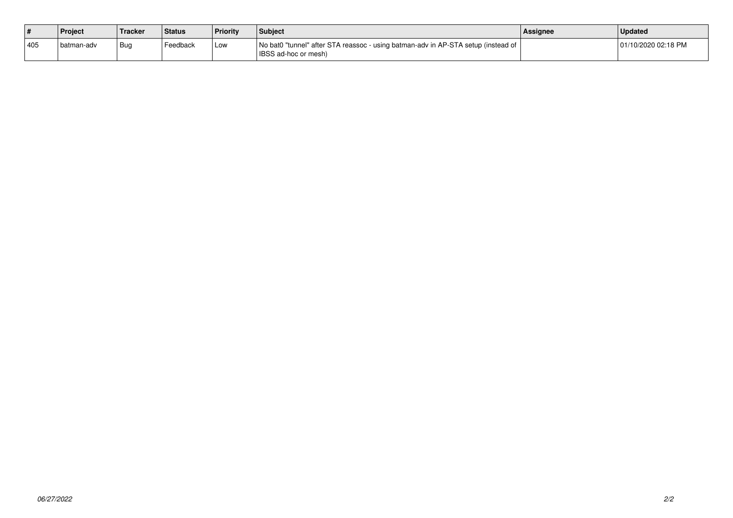| # | Project | Tracker | Status | Priority | Subject | Assignee | Updated |
|---|---|---|---|---|---|---|---|
| 405 | batman-adv | Bug | Feedback | Low | No bat0 "tunnel" after STA reassoc - using batman-adv in AP-STA setup (instead of IBSS ad-hoc or mesh) | | 01/10/2020 02:18 PM |